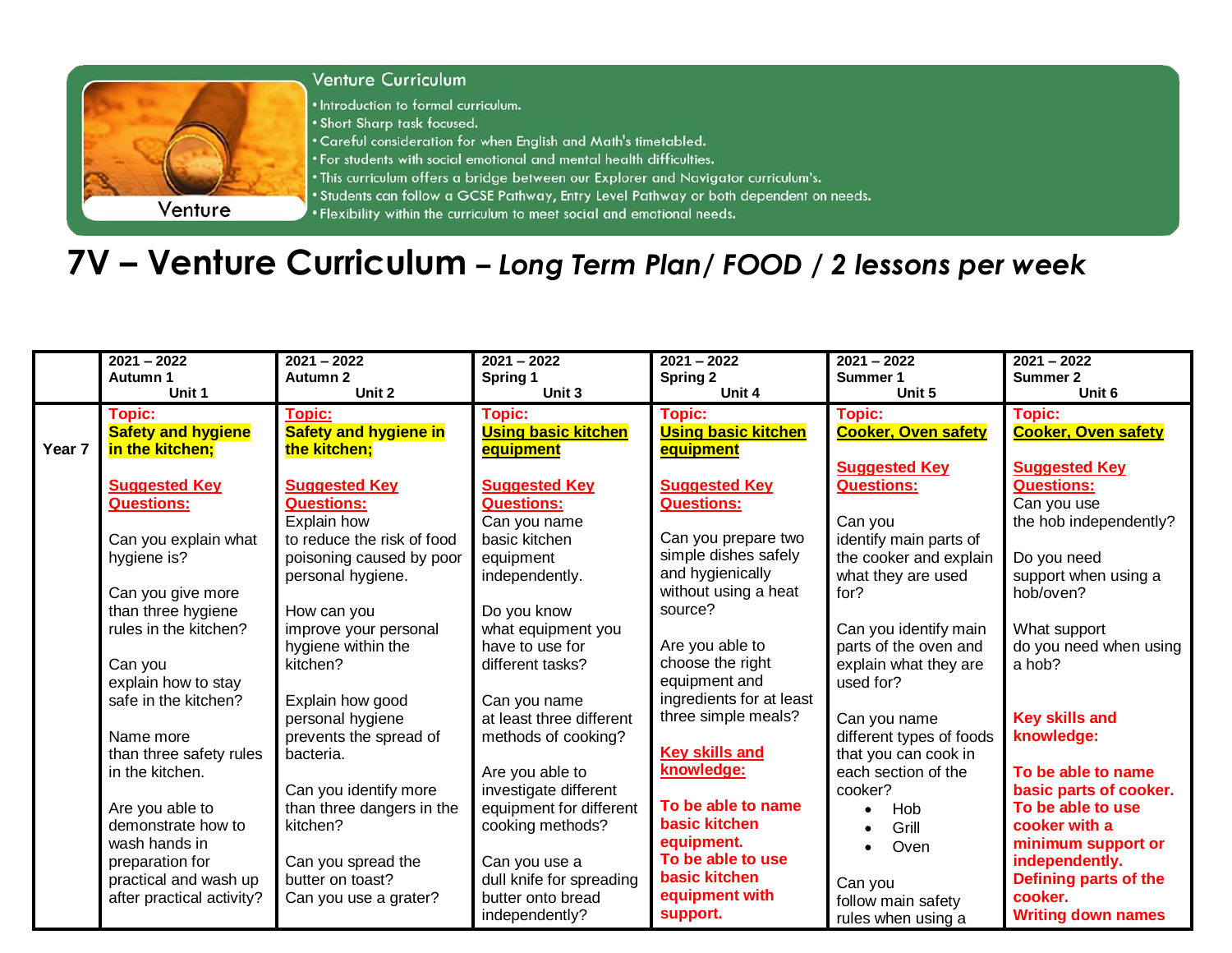## Venture Curriculum

Venture

- Introduction to formal curriculum.
- Short Sharp task focused.
- Careful consideration for when English and Math's timetabled.
- For students with social emotional and mental health difficulties.
- This curriculum offers a bridge between our Explorer and Navigator curriculum's.
- Students can follow a GCSE Pathway, Entry Level Pathway or both dependent on needs.
- Flexibility within the curriculum to meet social and emotional needs.

# 7V – Venture Curriculum – *Long Term Plan/ FOOD / 2 lessons per week*

| | 2021 – 2022 Autumn 1 Unit 1 | 2021 – 2022 Autumn 2 Unit 2 | 2021 – 2022 Spring 1 Unit 3 | 2021 – 2022 Spring 2 Unit 4 | 2021 – 2022 Summer 1 Unit 5 | 2021 – 2022 Summer 2 Unit 6 |
|---|---|---|---|---|---|---|
| **Year 7** | **Topic:** **Safety and hygiene in the kitchen;** <br><br> **Suggested Key Questions:** <br><br> Can you explain what hygiene is? <br><br> Can you give more than three hygiene rules in the kitchen? <br><br> Can you explain how to stay safe in the kitchen? <br><br> Name more than three safety rules in the kitchen. <br><br> Are you able to demonstrate how to wash hands in preparation for practical and wash up after practical activity? | **Topic:** **Safety and hygiene in the kitchen;** <br><br> **Suggested Key Questions:** <br> Explain how to reduce the risk of food poisoning caused by poor personal hygiene. <br><br> How can you improve your personal hygiene within the kitchen? <br><br> Explain how good personal hygiene prevents the spread of bacteria. <br><br> Can you identify more than three dangers in the kitchen? <br><br> Can you spread the butter on toast? <br> Can you use a grater? | **Topic:** **Using basic kitchen equipment** <br><br> **Suggested Key Questions:** <br> Can you name basic kitchen equipment independently. <br><br> Do you know what equipment you have to use for different tasks? <br><br> Can you name at least three different methods of cooking? <br><br> Are you able to investigate different equipment for different cooking methods? <br><br> Can you use a dull knife for spreading butter onto bread independently? | **Topic:** **Using basic kitchen equipment** <br><br> **Suggested Key Questions:** <br><br> Can you prepare two simple dishes safely and hygienically without using a heat source? <br><br> Are you able to choose the right equipment and ingredients for at least three simple meals? <br><br> **Key skills and knowledge:** <br><br> **To be able to name basic kitchen equipment.** <br> **To be able to use basic kitchen equipment with support.** | **Topic:** **Cooker, Oven safety** <br><br> **Suggested Key Questions:** <br><br> Can you identify main parts of the cooker and explain what they are used for? <br><br> Can you identify main parts of the oven and explain what they are used for? <br><br> Can you name different types of foods that you can cook in each section of the cooker? <br> • Hob <br> • Grill <br> • Oven <br><br> Can you follow main safety rules when using a | **Topic:** **Cooker, Oven safety** <br><br> **Suggested Key Questions:** <br> Can you use the hob independently? <br><br> Do you need support when using a hob/oven? <br><br> What support do you need when using a hob? <br><br> **Key skills and knowledge:** <br><br> **To be able to name basic parts of cooker.** <br> **To be able to use cooker with a minimum support or independently.** <br> **Defining parts of the cooker.** <br> **Writing down names** |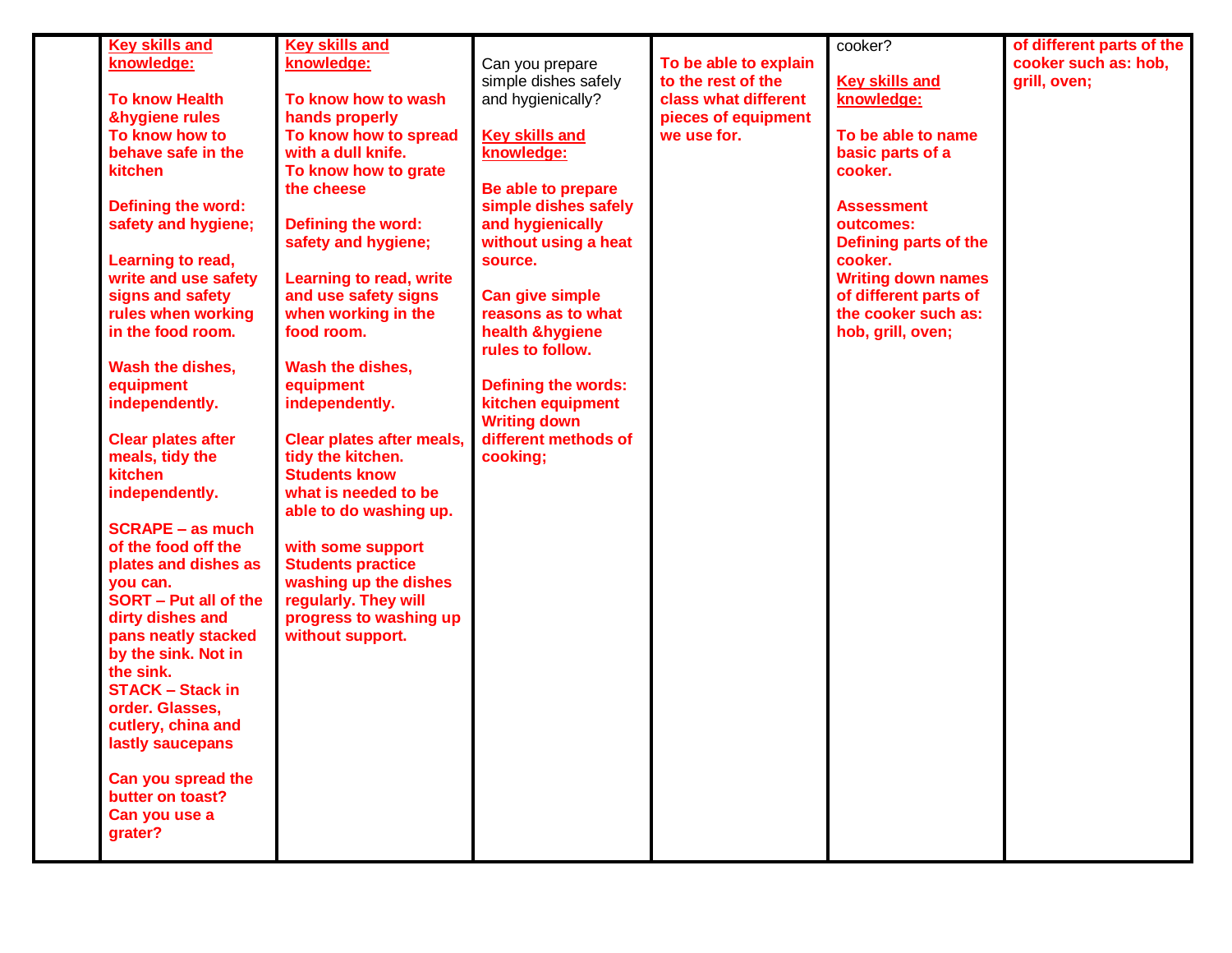| | | | | | | |
|---|---|---|---|---|---|---|
| | **Key skills and knowledge:**<br><br>**To know Health &hygiene rules**<br>**To know how to behave safe in the kitchen**<br><br>**Defining the word: safety and hygiene;**<br><br>**Learning to read, write and use safety signs and safety rules when working in the food room.**<br><br>**Wash the dishes, equipment independently.**<br><br>**Clear plates after meals, tidy the kitchen independently.**<br><br>**SCRAPE – as much of the food off the plates and dishes as you can.**<br>**SORT – Put all of the dirty dishes and pans neatly stacked by the sink. Not in the sink.**<br>**STACK – Stack in order. Glasses, cutlery, china and lastly saucepans**<br><br>**Can you spread the butter on toast?**<br>**Can you use a grater?** | **Key skills and knowledge:**<br><br>**To know how to wash hands properly**<br>**To know how to spread with a dull knife.**<br>**To know how to grate the cheese**<br><br>**Defining the word: safety and hygiene;**<br><br>**Learning to read, write and use safety signs when working in the food room.**<br><br>**Wash the dishes, equipment independently.**<br><br>**Clear plates after meals, tidy the kitchen.**<br>**Students know what is needed to be able to do washing up.**<br><br>**with some support Students practice washing up the dishes regularly. They will progress to washing up without support.** | Can you prepare simple dishes safely and hygienically?<br><br>**Key skills and knowledge:**<br><br>**Be able to prepare simple dishes safely and hygienically without using a heat source.**<br><br>**Can give simple reasons as to what health &hygiene rules to follow.**<br><br>**Defining the words: kitchen equipment**<br>**Writing down different methods of cooking;** | **To be able to explain to the rest of the class what different pieces of equipment we use for.** | cooker?<br><br>**Key skills and knowledge:**<br><br>**To be able to name basic parts of a cooker.**<br><br>**Assessment outcomes:**<br>**Defining parts of the cooker.**<br>**Writing down names of different parts of the cooker such as: hob, grill, oven;** | **of different parts of the cooker such as: hob, grill, oven;** |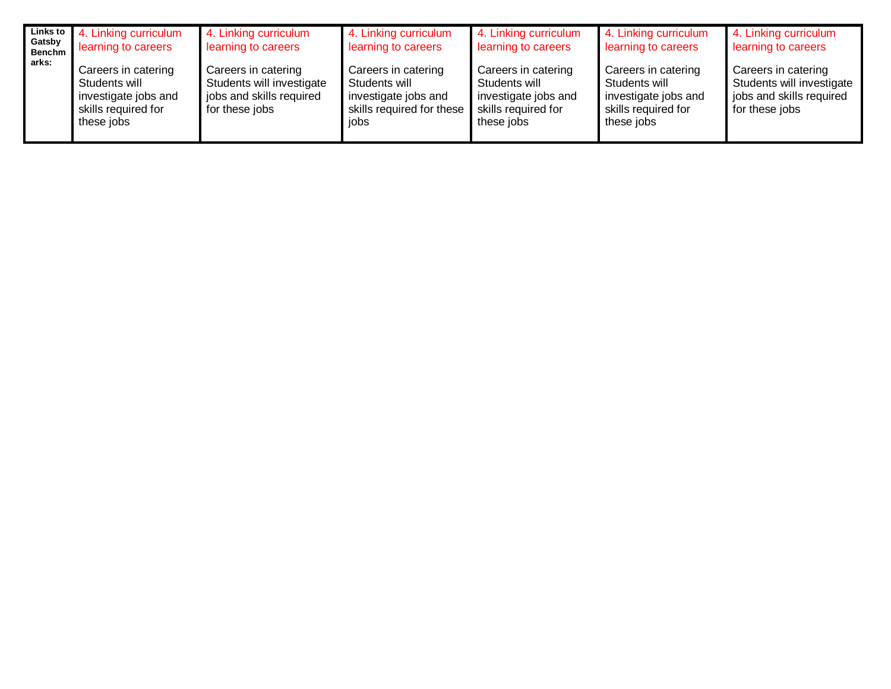| | | | | | | |
|---|---|---|---|---|---|---|
| **Links to Gatsby Benchmarks:** | 4. Linking curriculum learning to careers<br><br>Careers in catering Students will investigate jobs and skills required for these jobs | 4. Linking curriculum learning to careers<br><br>Careers in catering Students will investigate jobs and skills required for these jobs | 4. Linking curriculum learning to careers<br><br>Careers in catering Students will investigate jobs and skills required for these jobs | 4. Linking curriculum learning to careers<br><br>Careers in catering Students will investigate jobs and skills required for these jobs | 4. Linking curriculum learning to careers<br><br>Careers in catering Students will investigate jobs and skills required for these jobs | 4. Linking curriculum learning to careers<br><br>Careers in catering Students will investigate jobs and skills required for these jobs |